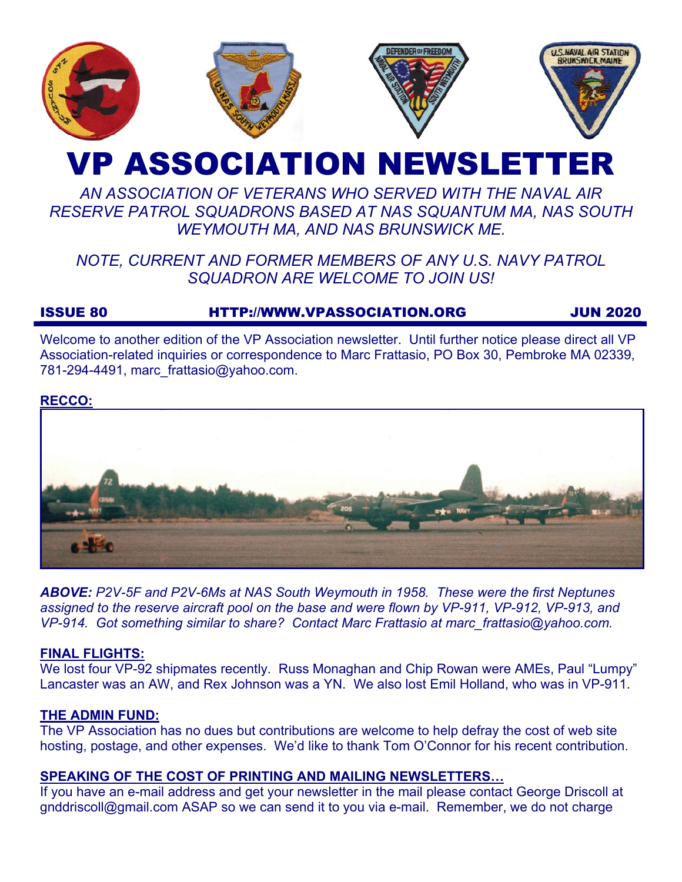# VP ASSOCIATION NEWSLETTER

*AN ASSOCIATION OF VETERANS WHO SERVED WITH THE NAVAL AIR RESERVE PATROL SQUADRONS BASED AT NAS SQUANTUM MA, NAS SOUTH WEYMOUTH MA, AND NAS BRUNSWICK ME.*

*NOTE, CURRENT AND FORMER MEMBERS OF ANY U.S. NAVY PATROL SQUADRON ARE WELCOME TO JOIN US!*

**ISSUE 80** **HTTP://WWW.VPASSOCIATION.ORG** **JUN 2020**

Welcome to another edition of the VP Association newsletter. Until further notice please direct all VP Association-related inquiries or correspondence to Marc Frattasio, PO Box 30, Pembroke MA 02339, 781-294-4491, marc_frattasio@yahoo.com.

## RECCO:

***ABOVE:*** *P2V-5F and P2V-6Ms at NAS South Weymouth in 1958. These were the first Neptunes assigned to the reserve aircraft pool on the base and were flown by VP-911, VP-912, VP-913, and VP-914. Got something similar to share? Contact Marc Frattasio at marc_frattasio@yahoo.com.*

## FINAL FLIGHTS:

We lost four VP-92 shipmates recently. Russ Monaghan and Chip Rowan were AMEs, Paul "Lumpy" Lancaster was an AW, and Rex Johnson was a YN. We also lost Emil Holland, who was in VP-911.

## THE ADMIN FUND:

The VP Association has no dues but contributions are welcome to help defray the cost of web site hosting, postage, and other expenses. We'd like to thank Tom O'Connor for his recent contribution.

## SPEAKING OF THE COST OF PRINTING AND MAILING NEWSLETTERS…

If you have an e-mail address and get your newsletter in the mail please contact George Driscoll at gnddriscoll@gmail.com ASAP so we can send it to you via e-mail. Remember, we do not charge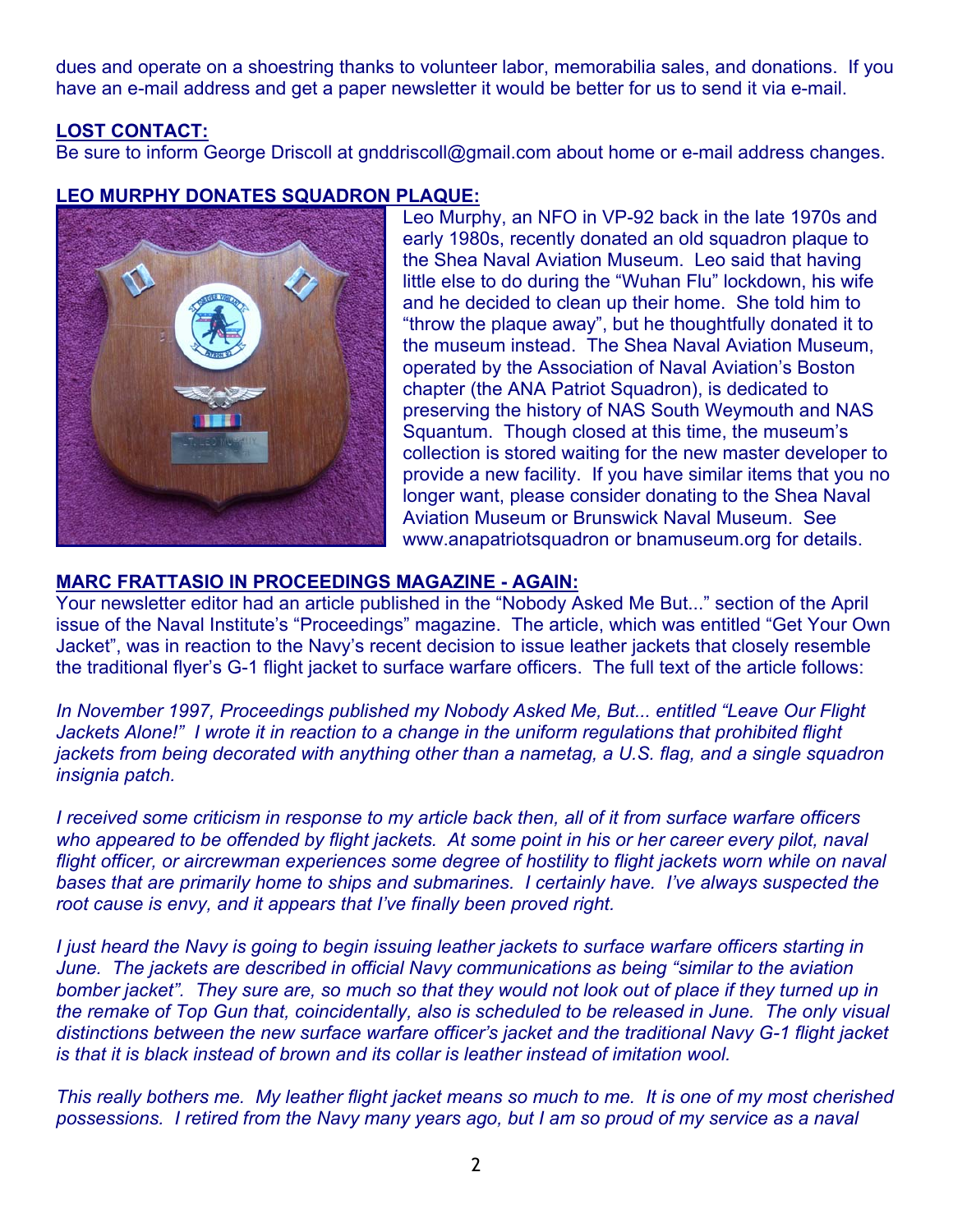dues and operate on a shoestring thanks to volunteer labor, memorabilia sales, and donations. If you have an e-mail address and get a paper newsletter it would be better for us to send it via e-mail.

**LOST CONTACT:**

Be sure to inform George Driscoll at gnddriscoll@gmail.com about home or e-mail address changes.

**LEO MURPHY DONATES SQUADRON PLAQUE:**

Leo Murphy, an NFO in VP-92 back in the late 1970s and early 1980s, recently donated an old squadron plaque to the Shea Naval Aviation Museum. Leo said that having little else to do during the "Wuhan Flu" lockdown, his wife and he decided to clean up their home. She told him to "throw the plaque away", but he thoughtfully donated it to the museum instead. The Shea Naval Aviation Museum, operated by the Association of Naval Aviation's Boston chapter (the ANA Patriot Squadron), is dedicated to preserving the history of NAS South Weymouth and NAS Squantum. Though closed at this time, the museum's collection is stored waiting for the new master developer to provide a new facility. If you have similar items that you no longer want, please consider donating to the Shea Naval Aviation Museum or Brunswick Naval Museum. See www.anapatriotsquadron or bnamuseum.org for details.

**MARC FRATTASIO IN PROCEEDINGS MAGAZINE - AGAIN:**

Your newsletter editor had an article published in the "Nobody Asked Me But..." section of the April issue of the Naval Institute's "Proceedings" magazine. The article, which was entitled "Get Your Own Jacket", was in reaction to the Navy's recent decision to issue leather jackets that closely resemble the traditional flyer's G-1 flight jacket to surface warfare officers. The full text of the article follows:

*In November 1997, Proceedings published my Nobody Asked Me, But... entitled "Leave Our Flight Jackets Alone!" I wrote it in reaction to a change in the uniform regulations that prohibited flight jackets from being decorated with anything other than a nametag, a U.S. flag, and a single squadron insignia patch.*

*I received some criticism in response to my article back then, all of it from surface warfare officers who appeared to be offended by flight jackets. At some point in his or her career every pilot, naval flight officer, or aircrewman experiences some degree of hostility to flight jackets worn while on naval bases that are primarily home to ships and submarines. I certainly have. I've always suspected the root cause is envy, and it appears that I've finally been proved right.*

*I just heard the Navy is going to begin issuing leather jackets to surface warfare officers starting in June. The jackets are described in official Navy communications as being "similar to the aviation bomber jacket". They sure are, so much so that they would not look out of place if they turned up in the remake of Top Gun that, coincidentally, also is scheduled to be released in June. The only visual distinctions between the new surface warfare officer's jacket and the traditional Navy G-1 flight jacket is that it is black instead of brown and its collar is leather instead of imitation wool.*

*This really bothers me. My leather flight jacket means so much to me. It is one of my most cherished possessions. I retired from the Navy many years ago, but I am so proud of my service as a naval*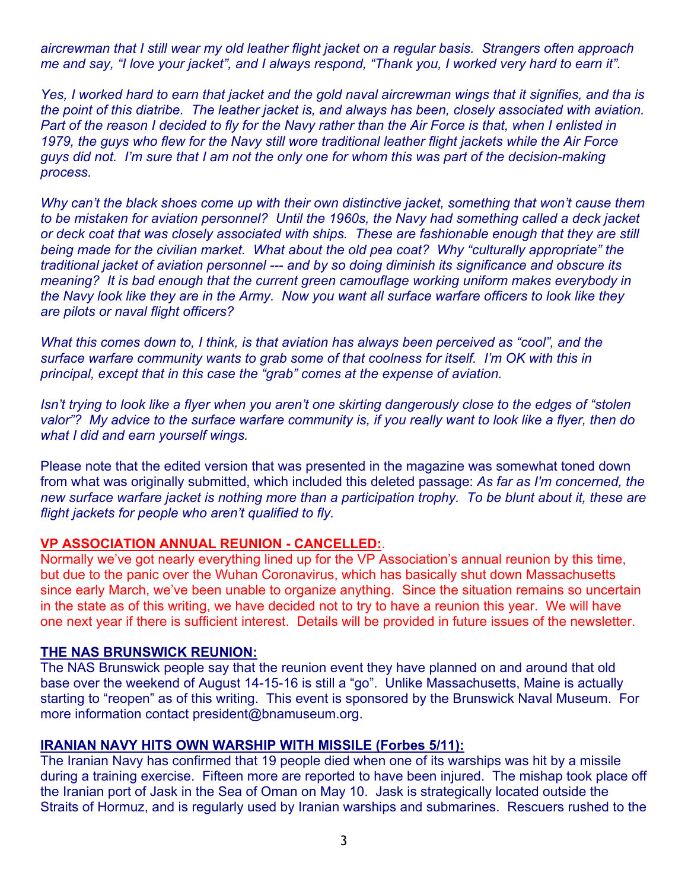*aircrewman that I still wear my old leather flight jacket on a regular basis. Strangers often approach me and say, "I love your jacket", and I always respond, "Thank you, I worked very hard to earn it".*

*Yes, I worked hard to earn that jacket and the gold naval aircrewman wings that it signifies, and tha is the point of this diatribe. The leather jacket is, and always has been, closely associated with aviation. Part of the reason I decided to fly for the Navy rather than the Air Force is that, when I enlisted in 1979, the guys who flew for the Navy still wore traditional leather flight jackets while the Air Force guys did not. I'm sure that I am not the only one for whom this was part of the decision-making process.*

*Why can't the black shoes come up with their own distinctive jacket, something that won't cause them to be mistaken for aviation personnel? Until the 1960s, the Navy had something called a deck jacket or deck coat that was closely associated with ships. These are fashionable enough that they are still being made for the civilian market. What about the old pea coat? Why "culturally appropriate" the traditional jacket of aviation personnel --- and by so doing diminish its significance and obscure its meaning? It is bad enough that the current green camouflage working uniform makes everybody in the Navy look like they are in the Army. Now you want all surface warfare officers to look like they are pilots or naval flight officers?*

*What this comes down to, I think, is that aviation has always been perceived as "cool", and the surface warfare community wants to grab some of that coolness for itself. I'm OK with this in principal, except that in this case the "grab" comes at the expense of aviation.*

*Isn't trying to look like a flyer when you aren't one skirting dangerously close to the edges of "stolen valor"? My advice to the surface warfare community is, if you really want to look like a flyer, then do what I did and earn yourself wings.*

Please note that the edited version that was presented in the magazine was somewhat toned down from what was originally submitted, which included this deleted passage: *As far as I'm concerned, the new surface warfare jacket is nothing more than a participation trophy. To be blunt about it, these are flight jackets for people who aren't qualified to fly.*

**VP ASSOCIATION ANNUAL REUNION - CANCELLED:**.
Normally we've got nearly everything lined up for the VP Association's annual reunion by this time, but due to the panic over the Wuhan Coronavirus, which has basically shut down Massachusetts since early March, we've been unable to organize anything. Since the situation remains so uncertain in the state as of this writing, we have decided not to try to have a reunion this year. We will have one next year if there is sufficient interest. Details will be provided in future issues of the newsletter.

**THE NAS BRUNSWICK REUNION:**
The NAS Brunswick people say that the reunion event they have planned on and around that old base over the weekend of August 14-15-16 is still a "go". Unlike Massachusetts, Maine is actually starting to "reopen" as of this writing. This event is sponsored by the Brunswick Naval Museum. For more information contact president@bnamuseum.org.

**IRANIAN NAVY HITS OWN WARSHIP WITH MISSILE (Forbes 5/11):**
The Iranian Navy has confirmed that 19 people died when one of its warships was hit by a missile during a training exercise. Fifteen more are reported to have been injured. The mishap took place off the Iranian port of Jask in the Sea of Oman on May 10. Jask is strategically located outside the Straits of Hormuz, and is regularly used by Iranian warships and submarines. Rescuers rushed to the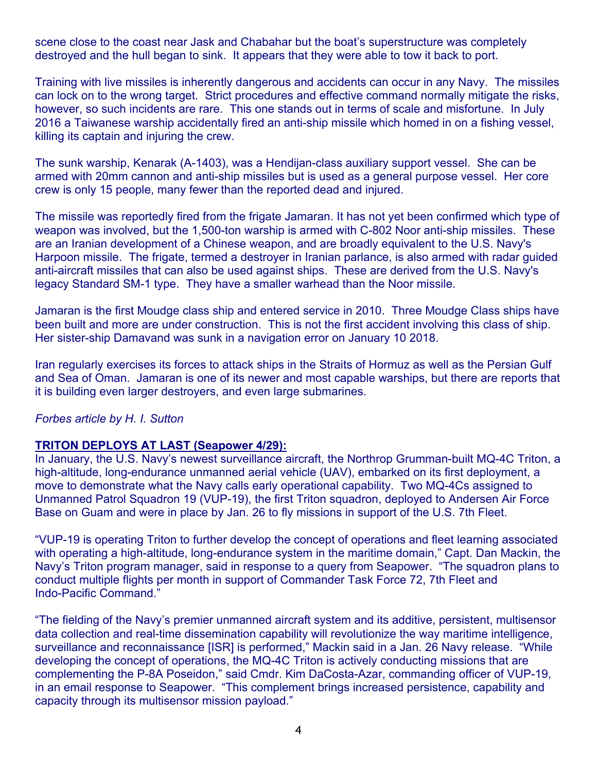scene close to the coast near Jask and Chabahar but the boat's superstructure was completely destroyed and the hull began to sink. It appears that they were able to tow it back to port.

Training with live missiles is inherently dangerous and accidents can occur in any Navy. The missiles can lock on to the wrong target. Strict procedures and effective command normally mitigate the risks, however, so such incidents are rare. This one stands out in terms of scale and misfortune. In July 2016 a Taiwanese warship accidentally fired an anti-ship missile which homed in on a fishing vessel, killing its captain and injuring the crew.

The sunk warship, Kenarak (A-1403), was a Hendijan-class auxiliary support vessel. She can be armed with 20mm cannon and anti-ship missiles but is used as a general purpose vessel. Her core crew is only 15 people, many fewer than the reported dead and injured.

The missile was reportedly fired from the frigate Jamaran. It has not yet been confirmed which type of weapon was involved, but the 1,500-ton warship is armed with C-802 Noor anti-ship missiles. These are an Iranian development of a Chinese weapon, and are broadly equivalent to the U.S. Navy's Harpoon missile. The frigate, termed a destroyer in Iranian parlance, is also armed with radar guided anti-aircraft missiles that can also be used against ships. These are derived from the U.S. Navy's legacy Standard SM-1 type. They have a smaller warhead than the Noor missile.

Jamaran is the first Moudge class ship and entered service in 2010. Three Moudge Class ships have been built and more are under construction. This is not the first accident involving this class of ship. Her sister-ship Damavand was sunk in a navigation error on January 10 2018.

Iran regularly exercises its forces to attack ships in the Straits of Hormuz as well as the Persian Gulf and Sea of Oman. Jamaran is one of its newer and most capable warships, but there are reports that it is building even larger destroyers, and even large submarines.

*Forbes article by H. I. Sutton*

**TRITON DEPLOYS AT LAST (Seapower 4/29):**

In January, the U.S. Navy's newest surveillance aircraft, the Northrop Grumman-built MQ-4C Triton, a high-altitude, long-endurance unmanned aerial vehicle (UAV), embarked on its first deployment, a move to demonstrate what the Navy calls early operational capability. Two MQ-4Cs assigned to Unmanned Patrol Squadron 19 (VUP-19), the first Triton squadron, deployed to Andersen Air Force Base on Guam and were in place by Jan. 26 to fly missions in support of the U.S. 7th Fleet.

"VUP-19 is operating Triton to further develop the concept of operations and fleet learning associated with operating a high-altitude, long-endurance system in the maritime domain," Capt. Dan Mackin, the Navy's Triton program manager, said in response to a query from Seapower. "The squadron plans to conduct multiple flights per month in support of Commander Task Force 72, 7th Fleet and Indo-Pacific Command."

"The fielding of the Navy's premier unmanned aircraft system and its additive, persistent, multisensor data collection and real-time dissemination capability will revolutionize the way maritime intelligence, surveillance and reconnaissance [ISR] is performed," Mackin said in a Jan. 26 Navy release. "While developing the concept of operations, the MQ-4C Triton is actively conducting missions that are complementing the P-8A Poseidon," said Cmdr. Kim DaCosta-Azar, commanding officer of VUP-19, in an email response to Seapower. "This complement brings increased persistence, capability and capacity through its multisensor mission payload."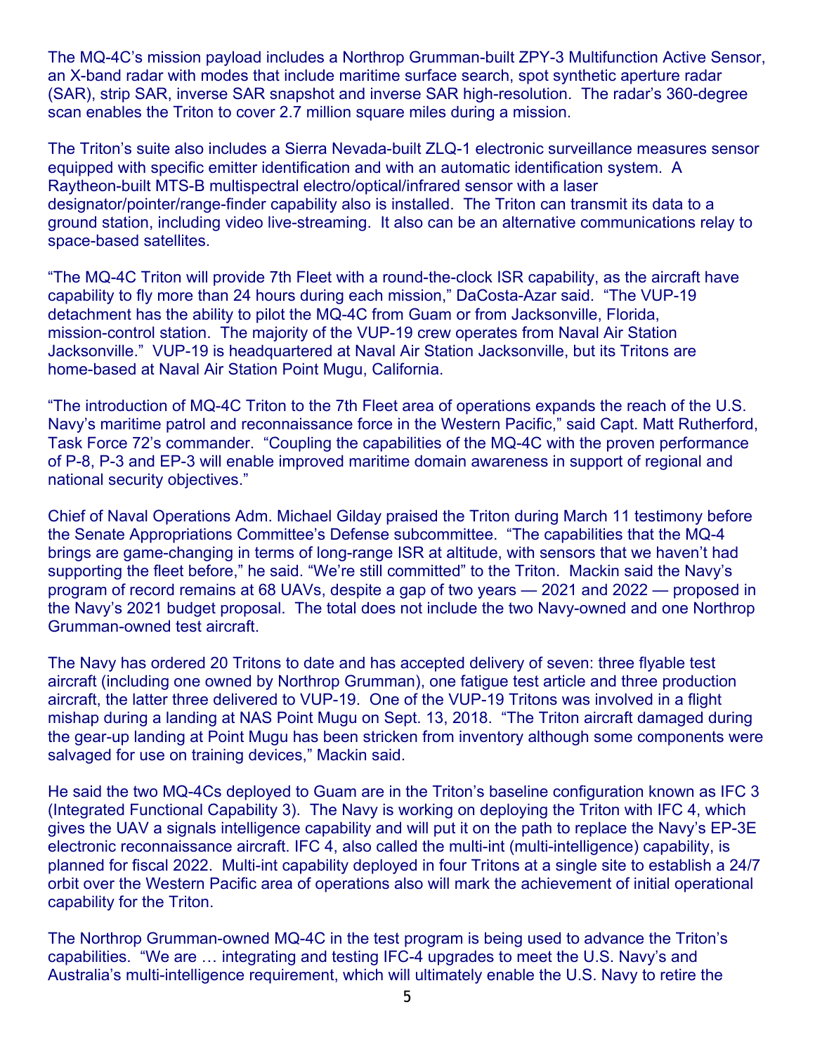The MQ-4C's mission payload includes a Northrop Grumman-built ZPY-3 Multifunction Active Sensor, an X-band radar with modes that include maritime surface search, spot synthetic aperture radar (SAR), strip SAR, inverse SAR snapshot and inverse SAR high-resolution. The radar's 360-degree scan enables the Triton to cover 2.7 million square miles during a mission.

The Triton's suite also includes a Sierra Nevada-built ZLQ-1 electronic surveillance measures sensor equipped with specific emitter identification and with an automatic identification system. A Raytheon-built MTS-B multispectral electro/optical/infrared sensor with a laser designator/pointer/range-finder capability also is installed. The Triton can transmit its data to a ground station, including video live-streaming. It also can be an alternative communications relay to space-based satellites.

"The MQ-4C Triton will provide 7th Fleet with a round-the-clock ISR capability, as the aircraft have capability to fly more than 24 hours during each mission," DaCosta-Azar said. "The VUP-19 detachment has the ability to pilot the MQ-4C from Guam or from Jacksonville, Florida, mission-control station. The majority of the VUP-19 crew operates from Naval Air Station Jacksonville." VUP-19 is headquartered at Naval Air Station Jacksonville, but its Tritons are home-based at Naval Air Station Point Mugu, California.

"The introduction of MQ-4C Triton to the 7th Fleet area of operations expands the reach of the U.S. Navy's maritime patrol and reconnaissance force in the Western Pacific," said Capt. Matt Rutherford, Task Force 72's commander. "Coupling the capabilities of the MQ-4C with the proven performance of P-8, P-3 and EP-3 will enable improved maritime domain awareness in support of regional and national security objectives."

Chief of Naval Operations Adm. Michael Gilday praised the Triton during March 11 testimony before the Senate Appropriations Committee's Defense subcommittee. "The capabilities that the MQ-4 brings are game-changing in terms of long-range ISR at altitude, with sensors that we haven't had supporting the fleet before," he said. "We're still committed" to the Triton. Mackin said the Navy's program of record remains at 68 UAVs, despite a gap of two years — 2021 and 2022 — proposed in the Navy's 2021 budget proposal. The total does not include the two Navy-owned and one Northrop Grumman-owned test aircraft.

The Navy has ordered 20 Tritons to date and has accepted delivery of seven: three flyable test aircraft (including one owned by Northrop Grumman), one fatigue test article and three production aircraft, the latter three delivered to VUP-19. One of the VUP-19 Tritons was involved in a flight mishap during a landing at NAS Point Mugu on Sept. 13, 2018. "The Triton aircraft damaged during the gear-up landing at Point Mugu has been stricken from inventory although some components were salvaged for use on training devices," Mackin said.

He said the two MQ-4Cs deployed to Guam are in the Triton's baseline configuration known as IFC 3 (Integrated Functional Capability 3). The Navy is working on deploying the Triton with IFC 4, which gives the UAV a signals intelligence capability and will put it on the path to replace the Navy's EP-3E electronic reconnaissance aircraft. IFC 4, also called the multi-int (multi-intelligence) capability, is planned for fiscal 2022. Multi-int capability deployed in four Tritons at a single site to establish a 24/7 orbit over the Western Pacific area of operations also will mark the achievement of initial operational capability for the Triton.

The Northrop Grumman-owned MQ-4C in the test program is being used to advance the Triton's capabilities. "We are … integrating and testing IFC-4 upgrades to meet the U.S. Navy's and Australia's multi-intelligence requirement, which will ultimately enable the U.S. Navy to retire the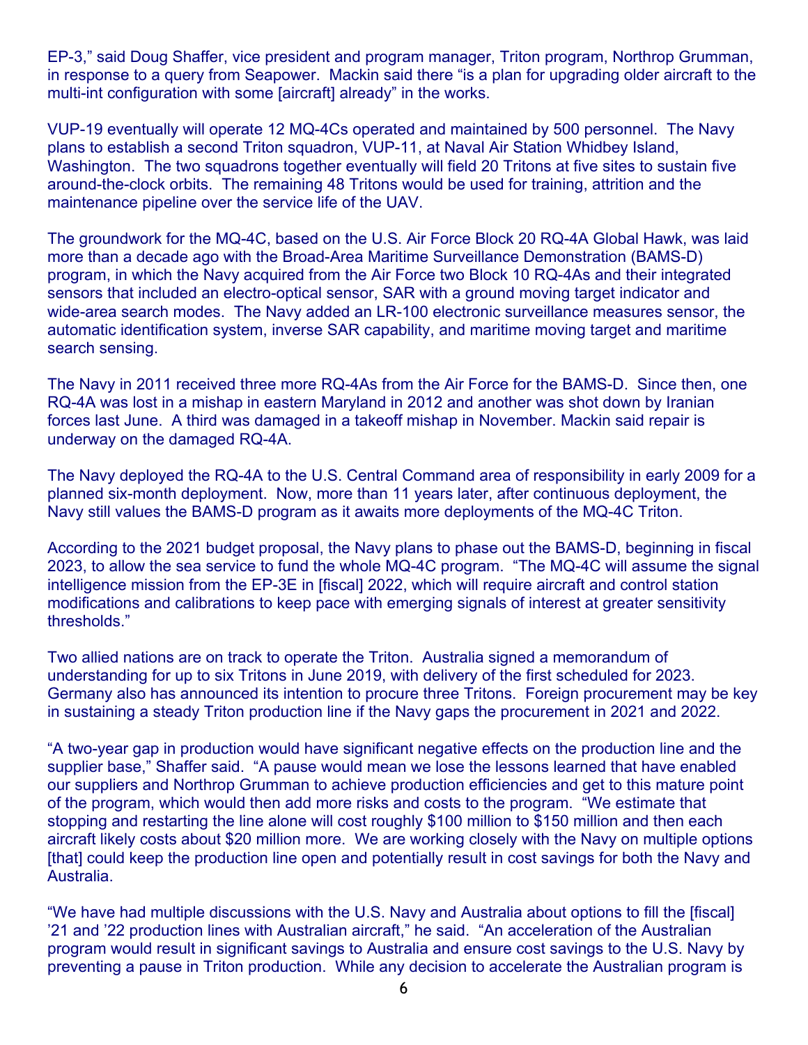EP-3," said Doug Shaffer, vice president and program manager, Triton program, Northrop Grumman, in response to a query from Seapower. Mackin said there "is a plan for upgrading older aircraft to the multi-int configuration with some [aircraft] already" in the works.

VUP-19 eventually will operate 12 MQ-4Cs operated and maintained by 500 personnel. The Navy plans to establish a second Triton squadron, VUP-11, at Naval Air Station Whidbey Island, Washington. The two squadrons together eventually will field 20 Tritons at five sites to sustain five around-the-clock orbits. The remaining 48 Tritons would be used for training, attrition and the maintenance pipeline over the service life of the UAV.

The groundwork for the MQ-4C, based on the U.S. Air Force Block 20 RQ-4A Global Hawk, was laid more than a decade ago with the Broad-Area Maritime Surveillance Demonstration (BAMS-D) program, in which the Navy acquired from the Air Force two Block 10 RQ-4As and their integrated sensors that included an electro-optical sensor, SAR with a ground moving target indicator and wide-area search modes. The Navy added an LR-100 electronic surveillance measures sensor, the automatic identification system, inverse SAR capability, and maritime moving target and maritime search sensing.

The Navy in 2011 received three more RQ-4As from the Air Force for the BAMS-D. Since then, one RQ-4A was lost in a mishap in eastern Maryland in 2012 and another was shot down by Iranian forces last June. A third was damaged in a takeoff mishap in November. Mackin said repair is underway on the damaged RQ-4A.

The Navy deployed the RQ-4A to the U.S. Central Command area of responsibility in early 2009 for a planned six-month deployment. Now, more than 11 years later, after continuous deployment, the Navy still values the BAMS-D program as it awaits more deployments of the MQ-4C Triton.

According to the 2021 budget proposal, the Navy plans to phase out the BAMS-D, beginning in fiscal 2023, to allow the sea service to fund the whole MQ-4C program. "The MQ-4C will assume the signal intelligence mission from the EP-3E in [fiscal] 2022, which will require aircraft and control station modifications and calibrations to keep pace with emerging signals of interest at greater sensitivity thresholds."

Two allied nations are on track to operate the Triton. Australia signed a memorandum of understanding for up to six Tritons in June 2019, with delivery of the first scheduled for 2023. Germany also has announced its intention to procure three Tritons. Foreign procurement may be key in sustaining a steady Triton production line if the Navy gaps the procurement in 2021 and 2022.

"A two-year gap in production would have significant negative effects on the production line and the supplier base," Shaffer said. "A pause would mean we lose the lessons learned that have enabled our suppliers and Northrop Grumman to achieve production efficiencies and get to this mature point of the program, which would then add more risks and costs to the program. "We estimate that stopping and restarting the line alone will cost roughly $100 million to $150 million and then each aircraft likely costs about $20 million more. We are working closely with the Navy on multiple options [that] could keep the production line open and potentially result in cost savings for both the Navy and Australia.

"We have had multiple discussions with the U.S. Navy and Australia about options to fill the [fiscal] '21 and '22 production lines with Australian aircraft," he said. "An acceleration of the Australian program would result in significant savings to Australia and ensure cost savings to the U.S. Navy by preventing a pause in Triton production. While any decision to accelerate the Australian program is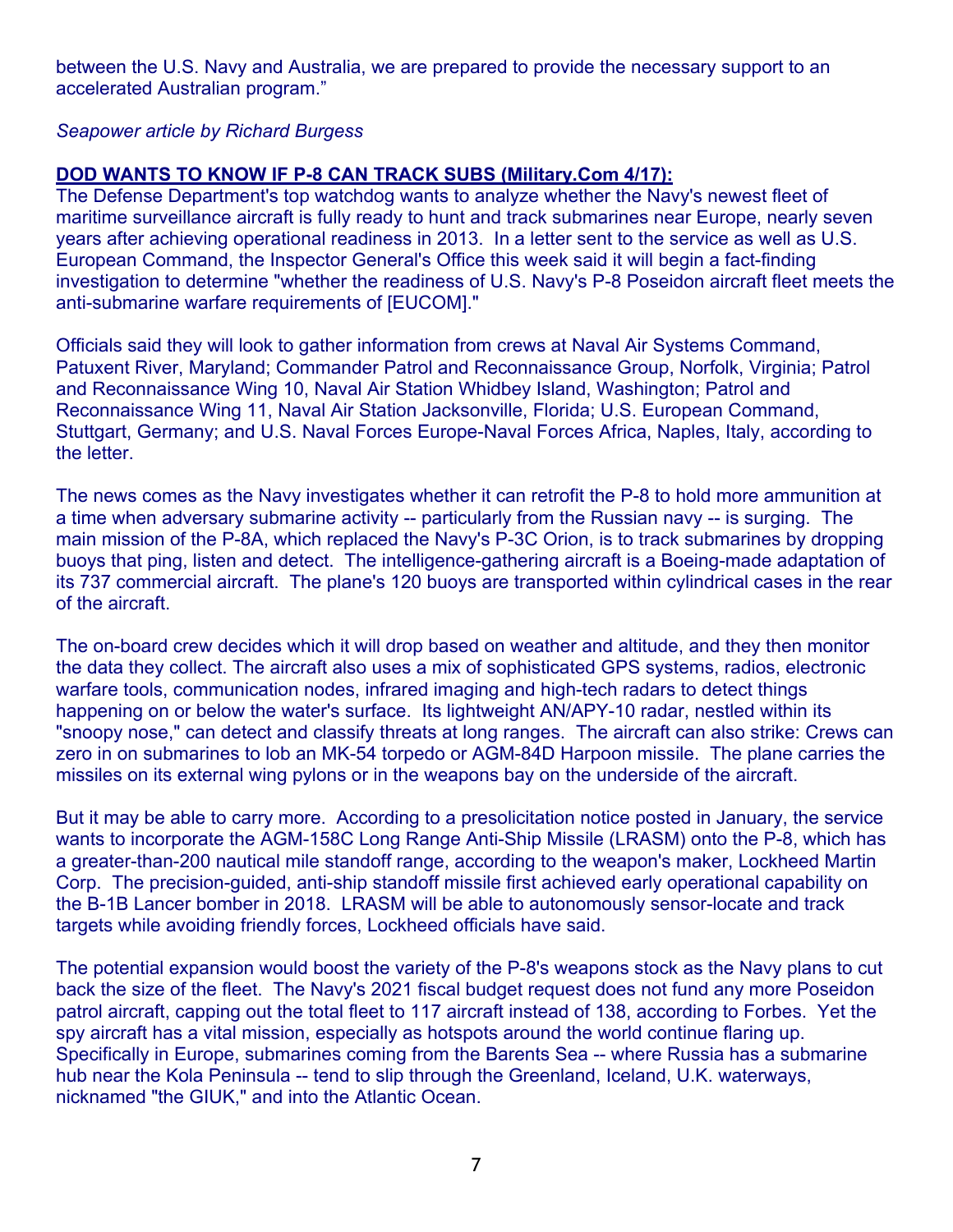between the U.S. Navy and Australia, we are prepared to provide the necessary support to an accelerated Australian program."

*Seapower article by Richard Burgess*

**DOD WANTS TO KNOW IF P-8 CAN TRACK SUBS (Military.Com 4/17):**

The Defense Department's top watchdog wants to analyze whether the Navy's newest fleet of maritime surveillance aircraft is fully ready to hunt and track submarines near Europe, nearly seven years after achieving operational readiness in 2013. In a letter sent to the service as well as U.S. European Command, the Inspector General's Office this week said it will begin a fact-finding investigation to determine "whether the readiness of U.S. Navy's P-8 Poseidon aircraft fleet meets the anti-submarine warfare requirements of [EUCOM]."

Officials said they will look to gather information from crews at Naval Air Systems Command, Patuxent River, Maryland; Commander Patrol and Reconnaissance Group, Norfolk, Virginia; Patrol and Reconnaissance Wing 10, Naval Air Station Whidbey Island, Washington; Patrol and Reconnaissance Wing 11, Naval Air Station Jacksonville, Florida; U.S. European Command, Stuttgart, Germany; and U.S. Naval Forces Europe-Naval Forces Africa, Naples, Italy, according to the letter.

The news comes as the Navy investigates whether it can retrofit the P-8 to hold more ammunition at a time when adversary submarine activity -- particularly from the Russian navy -- is surging. The main mission of the P-8A, which replaced the Navy's P-3C Orion, is to track submarines by dropping buoys that ping, listen and detect. The intelligence-gathering aircraft is a Boeing-made adaptation of its 737 commercial aircraft. The plane's 120 buoys are transported within cylindrical cases in the rear of the aircraft.

The on-board crew decides which it will drop based on weather and altitude, and they then monitor the data they collect. The aircraft also uses a mix of sophisticated GPS systems, radios, electronic warfare tools, communication nodes, infrared imaging and high-tech radars to detect things happening on or below the water's surface. Its lightweight AN/APY-10 radar, nestled within its "snoopy nose," can detect and classify threats at long ranges. The aircraft can also strike: Crews can zero in on submarines to lob an MK-54 torpedo or AGM-84D Harpoon missile. The plane carries the missiles on its external wing pylons or in the weapons bay on the underside of the aircraft.

But it may be able to carry more. According to a presolicitation notice posted in January, the service wants to incorporate the AGM-158C Long Range Anti-Ship Missile (LRASM) onto the P-8, which has a greater-than-200 nautical mile standoff range, according to the weapon's maker, Lockheed Martin Corp. The precision-guided, anti-ship standoff missile first achieved early operational capability on the B-1B Lancer bomber in 2018. LRASM will be able to autonomously sensor-locate and track targets while avoiding friendly forces, Lockheed officials have said.

The potential expansion would boost the variety of the P-8's weapons stock as the Navy plans to cut back the size of the fleet. The Navy's 2021 fiscal budget request does not fund any more Poseidon patrol aircraft, capping out the total fleet to 117 aircraft instead of 138, according to Forbes. Yet the spy aircraft has a vital mission, especially as hotspots around the world continue flaring up. Specifically in Europe, submarines coming from the Barents Sea -- where Russia has a submarine hub near the Kola Peninsula -- tend to slip through the Greenland, Iceland, U.K. waterways, nicknamed "the GIUK," and into the Atlantic Ocean.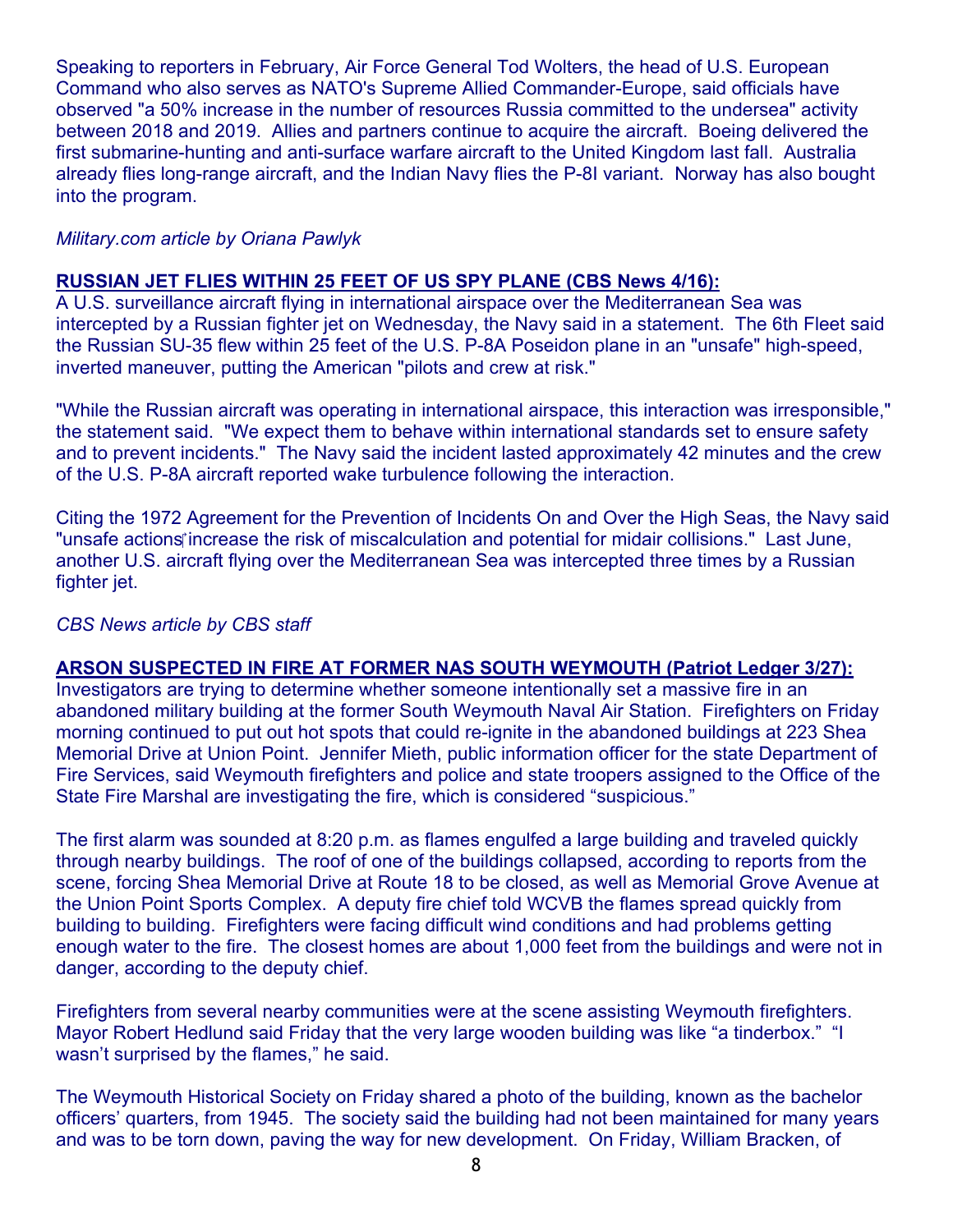Speaking to reporters in February, Air Force General Tod Wolters, the head of U.S. European Command who also serves as NATO's Supreme Allied Commander-Europe, said officials have observed "a 50% increase in the number of resources Russia committed to the undersea" activity between 2018 and 2019. Allies and partners continue to acquire the aircraft. Boeing delivered the first submarine-hunting and anti-surface warfare aircraft to the United Kingdom last fall. Australia already flies long-range aircraft, and the Indian Navy flies the P-8I variant. Norway has also bought into the program.

*Military.com article by Oriana Pawlyk*

**RUSSIAN JET FLIES WITHIN 25 FEET OF US SPY PLANE (CBS News 4/16):**
A U.S. surveillance aircraft flying in international airspace over the Mediterranean Sea was intercepted by a Russian fighter jet on Wednesday, the Navy said in a statement. The 6th Fleet said the Russian SU-35 flew within 25 feet of the U.S. P-8A Poseidon plane in an "unsafe" high-speed, inverted maneuver, putting the American "pilots and crew at risk."

"While the Russian aircraft was operating in international airspace, this interaction was irresponsible," the statement said. "We expect them to behave within international standards set to ensure safety and to prevent incidents." The Navy said the incident lasted approximately 42 minutes and the crew of the U.S. P-8A aircraft reported wake turbulence following the interaction.

Citing the 1972 Agreement for the Prevention of Incidents On and Over the High Seas, the Navy said "unsafe actions increase the risk of miscalculation and potential for midair collisions." Last June, another U.S. aircraft flying over the Mediterranean Sea was intercepted three times by a Russian fighter jet.

*CBS News article by CBS staff*

**ARSON SUSPECTED IN FIRE AT FORMER NAS SOUTH WEYMOUTH (Patriot Ledger 3/27):**
Investigators are trying to determine whether someone intentionally set a massive fire in an abandoned military building at the former South Weymouth Naval Air Station. Firefighters on Friday morning continued to put out hot spots that could re-ignite in the abandoned buildings at 223 Shea Memorial Drive at Union Point. Jennifer Mieth, public information officer for the state Department of Fire Services, said Weymouth firefighters and police and state troopers assigned to the Office of the State Fire Marshal are investigating the fire, which is considered "suspicious."

The first alarm was sounded at 8:20 p.m. as flames engulfed a large building and traveled quickly through nearby buildings. The roof of one of the buildings collapsed, according to reports from the scene, forcing Shea Memorial Drive at Route 18 to be closed, as well as Memorial Grove Avenue at the Union Point Sports Complex. A deputy fire chief told WCVB the flames spread quickly from building to building. Firefighters were facing difficult wind conditions and had problems getting enough water to the fire. The closest homes are about 1,000 feet from the buildings and were not in danger, according to the deputy chief.

Firefighters from several nearby communities were at the scene assisting Weymouth firefighters. Mayor Robert Hedlund said Friday that the very large wooden building was like "a tinderbox." "I wasn't surprised by the flames," he said.

The Weymouth Historical Society on Friday shared a photo of the building, known as the bachelor officers' quarters, from 1945. The society said the building had not been maintained for many years and was to be torn down, paving the way for new development. On Friday, William Bracken, of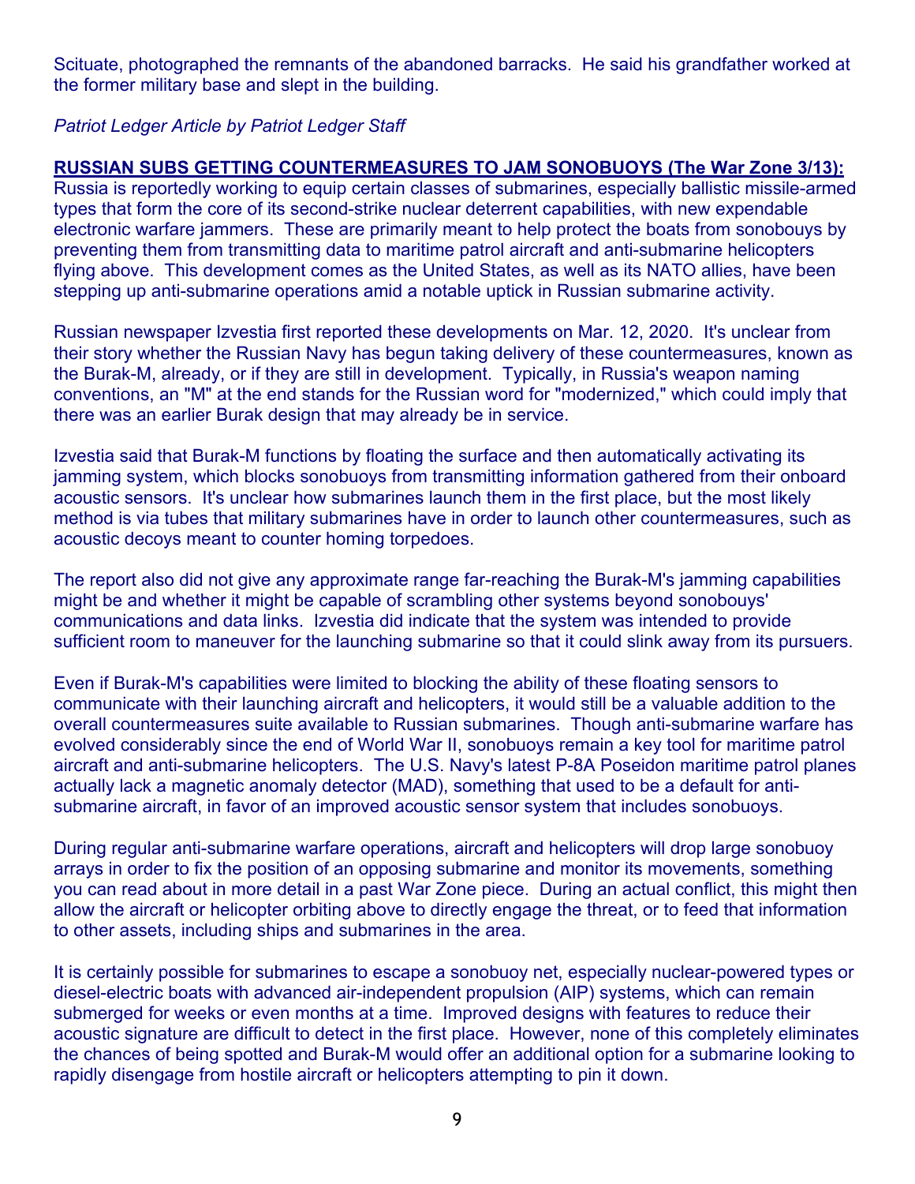Scituate, photographed the remnants of the abandoned barracks. He said his grandfather worked at the former military base and slept in the building.

*Patriot Ledger Article by Patriot Ledger Staff*

**RUSSIAN SUBS GETTING COUNTERMEASURES TO JAM SONOBUOYS (The War Zone 3/13):**
Russia is reportedly working to equip certain classes of submarines, especially ballistic missile-armed types that form the core of its second-strike nuclear deterrent capabilities, with new expendable electronic warfare jammers. These are primarily meant to help protect the boats from sonobouys by preventing them from transmitting data to maritime patrol aircraft and anti-submarine helicopters flying above. This development comes as the United States, as well as its NATO allies, have been stepping up anti-submarine operations amid a notable uptick in Russian submarine activity.

Russian newspaper Izvestia first reported these developments on Mar. 12, 2020. It's unclear from their story whether the Russian Navy has begun taking delivery of these countermeasures, known as the Burak-M, already, or if they are still in development. Typically, in Russia's weapon naming conventions, an "M" at the end stands for the Russian word for "modernized," which could imply that there was an earlier Burak design that may already be in service.

Izvestia said that Burak-M functions by floating the surface and then automatically activating its jamming system, which blocks sonobuoys from transmitting information gathered from their onboard acoustic sensors. It's unclear how submarines launch them in the first place, but the most likely method is via tubes that military submarines have in order to launch other countermeasures, such as acoustic decoys meant to counter homing torpedoes.

The report also did not give any approximate range far-reaching the Burak-M's jamming capabilities might be and whether it might be capable of scrambling other systems beyond sonobouys' communications and data links. Izvestia did indicate that the system was intended to provide sufficient room to maneuver for the launching submarine so that it could slink away from its pursuers.

Even if Burak-M's capabilities were limited to blocking the ability of these floating sensors to communicate with their launching aircraft and helicopters, it would still be a valuable addition to the overall countermeasures suite available to Russian submarines. Though anti-submarine warfare has evolved considerably since the end of World War II, sonobuoys remain a key tool for maritime patrol aircraft and anti-submarine helicopters. The U.S. Navy's latest P-8A Poseidon maritime patrol planes actually lack a magnetic anomaly detector (MAD), something that used to be a default for anti-submarine aircraft, in favor of an improved acoustic sensor system that includes sonobuoys.

During regular anti-submarine warfare operations, aircraft and helicopters will drop large sonobuoy arrays in order to fix the position of an opposing submarine and monitor its movements, something you can read about in more detail in a past War Zone piece. During an actual conflict, this might then allow the aircraft or helicopter orbiting above to directly engage the threat, or to feed that information to other assets, including ships and submarines in the area.

It is certainly possible for submarines to escape a sonobuoy net, especially nuclear-powered types or diesel-electric boats with advanced air-independent propulsion (AIP) systems, which can remain submerged for weeks or even months at a time. Improved designs with features to reduce their acoustic signature are difficult to detect in the first place. However, none of this completely eliminates the chances of being spotted and Burak-M would offer an additional option for a submarine looking to rapidly disengage from hostile aircraft or helicopters attempting to pin it down.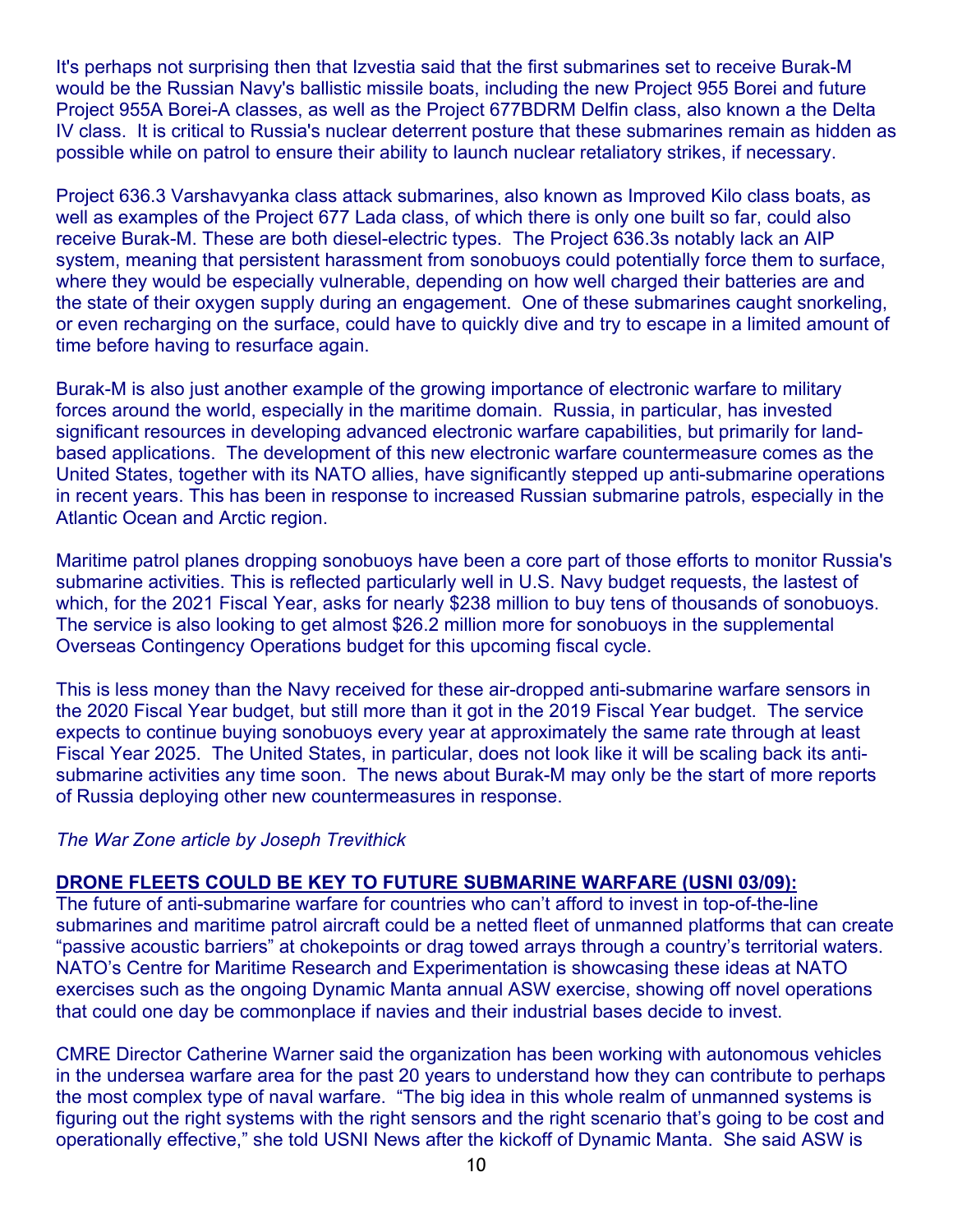It's perhaps not surprising then that Izvestia said that the first submarines set to receive Burak-M would be the Russian Navy's ballistic missile boats, including the new Project 955 Borei and future Project 955A Borei-A classes, as well as the Project 677BDRM Delfin class, also known a the Delta IV class. It is critical to Russia's nuclear deterrent posture that these submarines remain as hidden as possible while on patrol to ensure their ability to launch nuclear retaliatory strikes, if necessary.

Project 636.3 Varshavyanka class attack submarines, also known as Improved Kilo class boats, as well as examples of the Project 677 Lada class, of which there is only one built so far, could also receive Burak-M. These are both diesel-electric types. The Project 636.3s notably lack an AIP system, meaning that persistent harassment from sonobuoys could potentially force them to surface, where they would be especially vulnerable, depending on how well charged their batteries are and the state of their oxygen supply during an engagement. One of these submarines caught snorkeling, or even recharging on the surface, could have to quickly dive and try to escape in a limited amount of time before having to resurface again.

Burak-M is also just another example of the growing importance of electronic warfare to military forces around the world, especially in the maritime domain. Russia, in particular, has invested significant resources in developing advanced electronic warfare capabilities, but primarily for land-based applications. The development of this new electronic warfare countermeasure comes as the United States, together with its NATO allies, have significantly stepped up anti-submarine operations in recent years. This has been in response to increased Russian submarine patrols, especially in the Atlantic Ocean and Arctic region.

Maritime patrol planes dropping sonobuoys have been a core part of those efforts to monitor Russia's submarine activities. This is reflected particularly well in U.S. Navy budget requests, the lastest of which, for the 2021 Fiscal Year, asks for nearly $238 million to buy tens of thousands of sonobuoys. The service is also looking to get almost $26.2 million more for sonobuoys in the supplemental Overseas Contingency Operations budget for this upcoming fiscal cycle.

This is less money than the Navy received for these air-dropped anti-submarine warfare sensors in the 2020 Fiscal Year budget, but still more than it got in the 2019 Fiscal Year budget. The service expects to continue buying sonobuoys every year at approximately the same rate through at least Fiscal Year 2025. The United States, in particular, does not look like it will be scaling back its anti-submarine activities any time soon. The news about Burak-M may only be the start of more reports of Russia deploying other new countermeasures in response.

*The War Zone article by Joseph Trevithick*

**DRONE FLEETS COULD BE KEY TO FUTURE SUBMARINE WARFARE (USNI 03/09):**
The future of anti-submarine warfare for countries who can't afford to invest in top-of-the-line submarines and maritime patrol aircraft could be a netted fleet of unmanned platforms that can create "passive acoustic barriers" at chokepoints or drag towed arrays through a country's territorial waters. NATO's Centre for Maritime Research and Experimentation is showcasing these ideas at NATO exercises such as the ongoing Dynamic Manta annual ASW exercise, showing off novel operations that could one day be commonplace if navies and their industrial bases decide to invest.

CMRE Director Catherine Warner said the organization has been working with autonomous vehicles in the undersea warfare area for the past 20 years to understand how they can contribute to perhaps the most complex type of naval warfare. "The big idea in this whole realm of unmanned systems is figuring out the right systems with the right sensors and the right scenario that's going to be cost and operationally effective," she told USNI News after the kickoff of Dynamic Manta. She said ASW is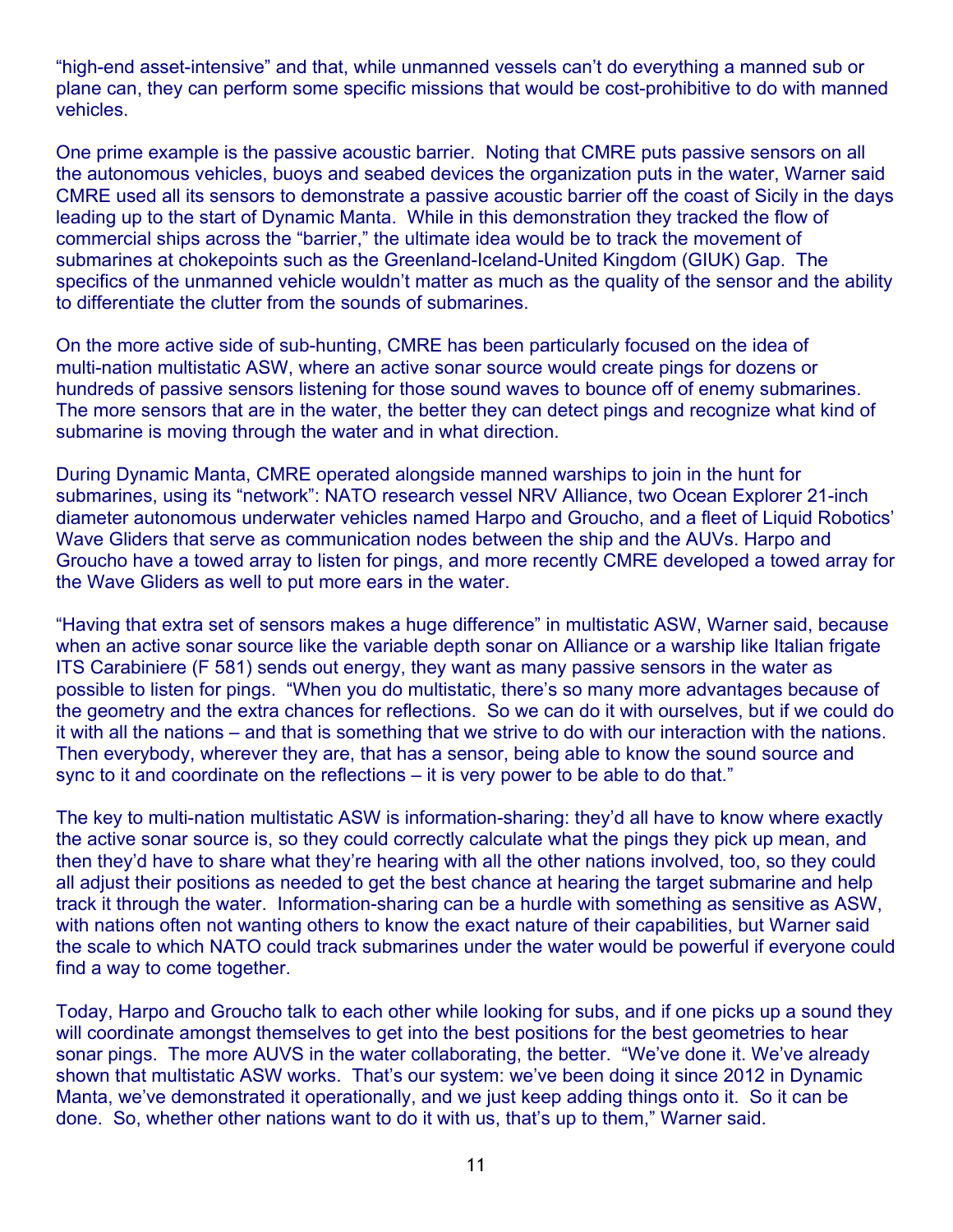"high-end asset-intensive" and that, while unmanned vessels can't do everything a manned sub or plane can, they can perform some specific missions that would be cost-prohibitive to do with manned vehicles.

One prime example is the passive acoustic barrier. Noting that CMRE puts passive sensors on all the autonomous vehicles, buoys and seabed devices the organization puts in the water, Warner said CMRE used all its sensors to demonstrate a passive acoustic barrier off the coast of Sicily in the days leading up to the start of Dynamic Manta. While in this demonstration they tracked the flow of commercial ships across the "barrier," the ultimate idea would be to track the movement of submarines at chokepoints such as the Greenland-Iceland-United Kingdom (GIUK) Gap. The specifics of the unmanned vehicle wouldn't matter as much as the quality of the sensor and the ability to differentiate the clutter from the sounds of submarines.

On the more active side of sub-hunting, CMRE has been particularly focused on the idea of multi-nation multistatic ASW, where an active sonar source would create pings for dozens or hundreds of passive sensors listening for those sound waves to bounce off of enemy submarines. The more sensors that are in the water, the better they can detect pings and recognize what kind of submarine is moving through the water and in what direction.

During Dynamic Manta, CMRE operated alongside manned warships to join in the hunt for submarines, using its "network": NATO research vessel NRV Alliance, two Ocean Explorer 21-inch diameter autonomous underwater vehicles named Harpo and Groucho, and a fleet of Liquid Robotics' Wave Gliders that serve as communication nodes between the ship and the AUVs. Harpo and Groucho have a towed array to listen for pings, and more recently CMRE developed a towed array for the Wave Gliders as well to put more ears in the water.

"Having that extra set of sensors makes a huge difference" in multistatic ASW, Warner said, because when an active sonar source like the variable depth sonar on Alliance or a warship like Italian frigate ITS Carabiniere (F 581) sends out energy, they want as many passive sensors in the water as possible to listen for pings. "When you do multistatic, there's so many more advantages because of the geometry and the extra chances for reflections. So we can do it with ourselves, but if we could do it with all the nations – and that is something that we strive to do with our interaction with the nations. Then everybody, wherever they are, that has a sensor, being able to know the sound source and sync to it and coordinate on the reflections – it is very power to be able to do that."

The key to multi-nation multistatic ASW is information-sharing: they'd all have to know where exactly the active sonar source is, so they could correctly calculate what the pings they pick up mean, and then they'd have to share what they're hearing with all the other nations involved, too, so they could all adjust their positions as needed to get the best chance at hearing the target submarine and help track it through the water. Information-sharing can be a hurdle with something as sensitive as ASW, with nations often not wanting others to know the exact nature of their capabilities, but Warner said the scale to which NATO could track submarines under the water would be powerful if everyone could find a way to come together.

Today, Harpo and Groucho talk to each other while looking for subs, and if one picks up a sound they will coordinate amongst themselves to get into the best positions for the best geometries to hear sonar pings. The more AUVS in the water collaborating, the better. "We've done it. We've already shown that multistatic ASW works. That's our system: we've been doing it since 2012 in Dynamic Manta, we've demonstrated it operationally, and we just keep adding things onto it. So it can be done. So, whether other nations want to do it with us, that's up to them," Warner said.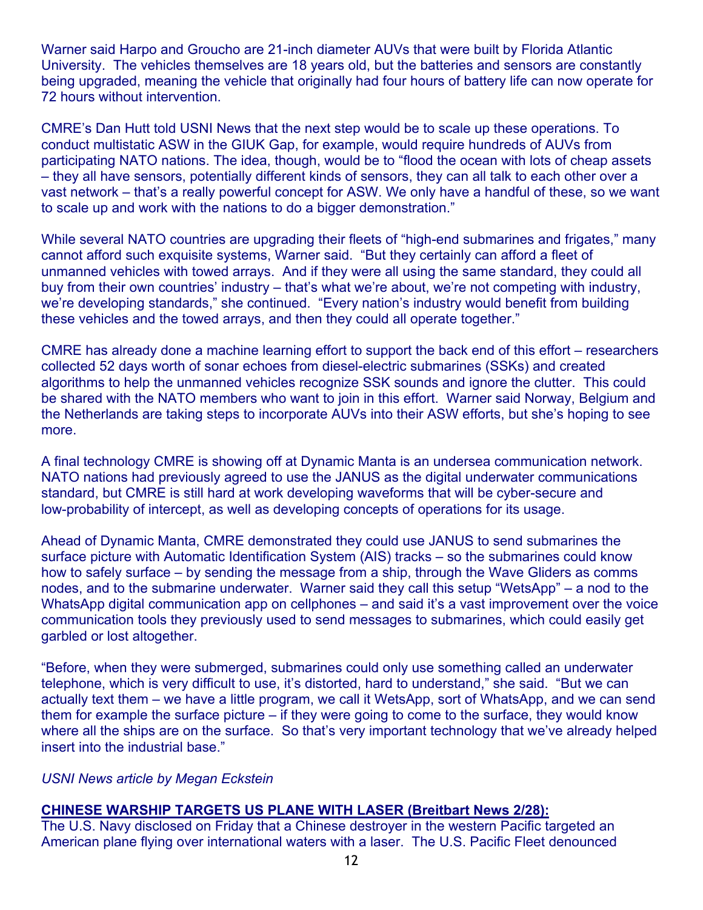Warner said Harpo and Groucho are 21-inch diameter AUVs that were built by Florida Atlantic University. The vehicles themselves are 18 years old, but the batteries and sensors are constantly being upgraded, meaning the vehicle that originally had four hours of battery life can now operate for 72 hours without intervention.

CMRE's Dan Hutt told USNI News that the next step would be to scale up these operations. To conduct multistatic ASW in the GIUK Gap, for example, would require hundreds of AUVs from participating NATO nations. The idea, though, would be to "flood the ocean with lots of cheap assets – they all have sensors, potentially different kinds of sensors, they can all talk to each other over a vast network – that's a really powerful concept for ASW. We only have a handful of these, so we want to scale up and work with the nations to do a bigger demonstration."

While several NATO countries are upgrading their fleets of "high-end submarines and frigates," many cannot afford such exquisite systems, Warner said. "But they certainly can afford a fleet of unmanned vehicles with towed arrays. And if they were all using the same standard, they could all buy from their own countries' industry – that's what we're about, we're not competing with industry, we're developing standards," she continued. "Every nation's industry would benefit from building these vehicles and the towed arrays, and then they could all operate together."

CMRE has already done a machine learning effort to support the back end of this effort – researchers collected 52 days worth of sonar echoes from diesel-electric submarines (SSKs) and created algorithms to help the unmanned vehicles recognize SSK sounds and ignore the clutter. This could be shared with the NATO members who want to join in this effort. Warner said Norway, Belgium and the Netherlands are taking steps to incorporate AUVs into their ASW efforts, but she's hoping to see more.

A final technology CMRE is showing off at Dynamic Manta is an undersea communication network. NATO nations had previously agreed to use the JANUS as the digital underwater communications standard, but CMRE is still hard at work developing waveforms that will be cyber-secure and low-probability of intercept, as well as developing concepts of operations for its usage.

Ahead of Dynamic Manta, CMRE demonstrated they could use JANUS to send submarines the surface picture with Automatic Identification System (AIS) tracks – so the submarines could know how to safely surface – by sending the message from a ship, through the Wave Gliders as comms nodes, and to the submarine underwater. Warner said they call this setup "WetsApp" – a nod to the WhatsApp digital communication app on cellphones – and said it's a vast improvement over the voice communication tools they previously used to send messages to submarines, which could easily get garbled or lost altogether.

"Before, when they were submerged, submarines could only use something called an underwater telephone, which is very difficult to use, it's distorted, hard to understand," she said. "But we can actually text them – we have a little program, we call it WetsApp, sort of WhatsApp, and we can send them for example the surface picture – if they were going to come to the surface, they would know where all the ships are on the surface. So that's very important technology that we've already helped insert into the industrial base."

*USNI News article by Megan Eckstein*

**CHINESE WARSHIP TARGETS US PLANE WITH LASER (Breitbart News 2/28):**

The U.S. Navy disclosed on Friday that a Chinese destroyer in the western Pacific targeted an American plane flying over international waters with a laser. The U.S. Pacific Fleet denounced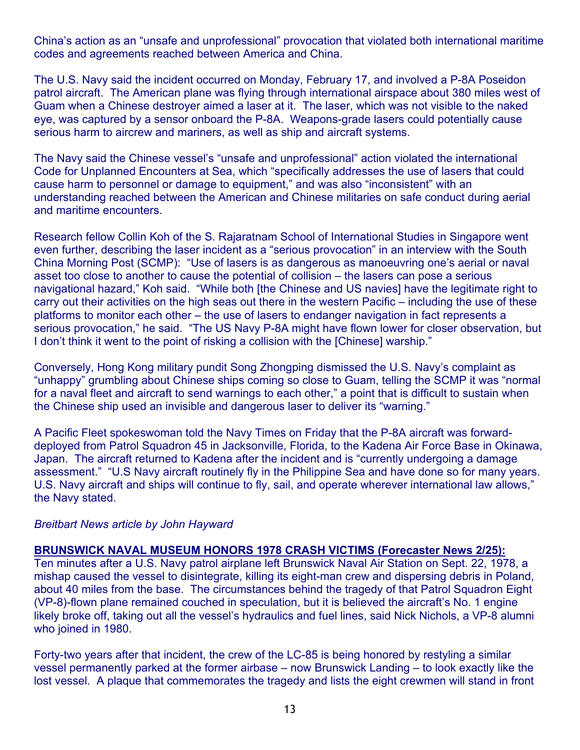China's action as an "unsafe and unprofessional" provocation that violated both international maritime codes and agreements reached between America and China.

The U.S. Navy said the incident occurred on Monday, February 17, and involved a P-8A Poseidon patrol aircraft. The American plane was flying through international airspace about 380 miles west of Guam when a Chinese destroyer aimed a laser at it. The laser, which was not visible to the naked eye, was captured by a sensor onboard the P-8A. Weapons-grade lasers could potentially cause serious harm to aircrew and mariners, as well as ship and aircraft systems.

The Navy said the Chinese vessel's "unsafe and unprofessional" action violated the international Code for Unplanned Encounters at Sea, which "specifically addresses the use of lasers that could cause harm to personnel or damage to equipment," and was also "inconsistent" with an understanding reached between the American and Chinese militaries on safe conduct during aerial and maritime encounters.

Research fellow Collin Koh of the S. Rajaratnam School of International Studies in Singapore went even further, describing the laser incident as a "serious provocation" in an interview with the South China Morning Post (SCMP): "Use of lasers is as dangerous as manoeuvring one's aerial or naval asset too close to another to cause the potential of collision – the lasers can pose a serious navigational hazard," Koh said. "While both [the Chinese and US navies] have the legitimate right to carry out their activities on the high seas out there in the western Pacific – including the use of these platforms to monitor each other – the use of lasers to endanger navigation in fact represents a serious provocation," he said. "The US Navy P-8A might have flown lower for closer observation, but I don't think it went to the point of risking a collision with the [Chinese] warship."

Conversely, Hong Kong military pundit Song Zhongping dismissed the U.S. Navy's complaint as "unhappy" grumbling about Chinese ships coming so close to Guam, telling the SCMP it was "normal for a naval fleet and aircraft to send warnings to each other," a point that is difficult to sustain when the Chinese ship used an invisible and dangerous laser to deliver its "warning."

A Pacific Fleet spokeswoman told the Navy Times on Friday that the P-8A aircraft was forward-deployed from Patrol Squadron 45 in Jacksonville, Florida, to the Kadena Air Force Base in Okinawa, Japan. The aircraft returned to Kadena after the incident and is "currently undergoing a damage assessment." "U.S Navy aircraft routinely fly in the Philippine Sea and have done so for many years. U.S. Navy aircraft and ships will continue to fly, sail, and operate wherever international law allows," the Navy stated.

*Breitbart News article by John Hayward*

**BRUNSWICK NAVAL MUSEUM HONORS 1978 CRASH VICTIMS (Forecaster News 2/25):**
Ten minutes after a U.S. Navy patrol airplane left Brunswick Naval Air Station on Sept. 22, 1978, a mishap caused the vessel to disintegrate, killing its eight-man crew and dispersing debris in Poland, about 40 miles from the base. The circumstances behind the tragedy of that Patrol Squadron Eight (VP-8)-flown plane remained couched in speculation, but it is believed the aircraft's No. 1 engine likely broke off, taking out all the vessel's hydraulics and fuel lines, said Nick Nichols, a VP-8 alumni who joined in 1980.

Forty-two years after that incident, the crew of the LC-85 is being honored by restyling a similar vessel permanently parked at the former airbase – now Brunswick Landing – to look exactly like the lost vessel. A plaque that commemorates the tragedy and lists the eight crewmen will stand in front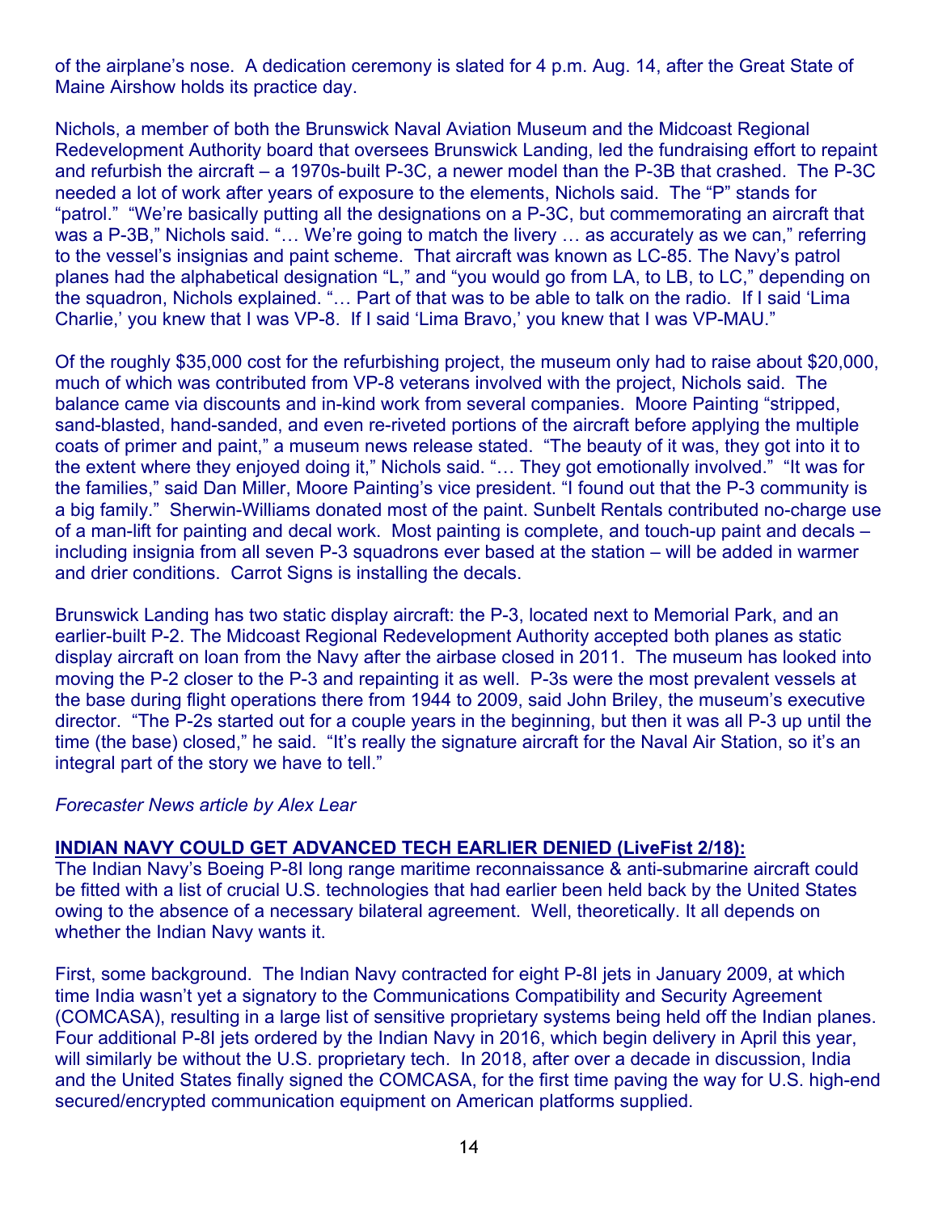of the airplane's nose. A dedication ceremony is slated for 4 p.m. Aug. 14, after the Great State of Maine Airshow holds its practice day.

Nichols, a member of both the Brunswick Naval Aviation Museum and the Midcoast Regional Redevelopment Authority board that oversees Brunswick Landing, led the fundraising effort to repaint and refurbish the aircraft – a 1970s-built P-3C, a newer model than the P-3B that crashed. The P-3C needed a lot of work after years of exposure to the elements, Nichols said. The "P" stands for "patrol." "We're basically putting all the designations on a P-3C, but commemorating an aircraft that was a P-3B," Nichols said. "… We're going to match the livery … as accurately as we can," referring to the vessel's insignias and paint scheme. That aircraft was known as LC-85. The Navy's patrol planes had the alphabetical designation "L," and "you would go from LA, to LB, to LC," depending on the squadron, Nichols explained. "… Part of that was to be able to talk on the radio. If I said 'Lima Charlie,' you knew that I was VP-8. If I said 'Lima Bravo,' you knew that I was VP-MAU."

Of the roughly $35,000 cost for the refurbishing project, the museum only had to raise about $20,000, much of which was contributed from VP-8 veterans involved with the project, Nichols said. The balance came via discounts and in-kind work from several companies. Moore Painting "stripped, sand-blasted, hand-sanded, and even re-riveted portions of the aircraft before applying the multiple coats of primer and paint," a museum news release stated. "The beauty of it was, they got into it to the extent where they enjoyed doing it," Nichols said. "… They got emotionally involved." "It was for the families," said Dan Miller, Moore Painting's vice president. "I found out that the P-3 community is a big family." Sherwin-Williams donated most of the paint. Sunbelt Rentals contributed no-charge use of a man-lift for painting and decal work. Most painting is complete, and touch-up paint and decals – including insignia from all seven P-3 squadrons ever based at the station – will be added in warmer and drier conditions. Carrot Signs is installing the decals.

Brunswick Landing has two static display aircraft: the P-3, located next to Memorial Park, and an earlier-built P-2. The Midcoast Regional Redevelopment Authority accepted both planes as static display aircraft on loan from the Navy after the airbase closed in 2011. The museum has looked into moving the P-2 closer to the P-3 and repainting it as well. P-3s were the most prevalent vessels at the base during flight operations there from 1944 to 2009, said John Briley, the museum's executive director. "The P-2s started out for a couple years in the beginning, but then it was all P-3 up until the time (the base) closed," he said. "It's really the signature aircraft for the Naval Air Station, so it's an integral part of the story we have to tell."

*Forecaster News article by Alex Lear*

**INDIAN NAVY COULD GET ADVANCED TECH EARLIER DENIED (LiveFist 2/18):**

The Indian Navy's Boeing P-8I long range maritime reconnaissance & anti-submarine aircraft could be fitted with a list of crucial U.S. technologies that had earlier been held back by the United States owing to the absence of a necessary bilateral agreement. Well, theoretically. It all depends on whether the Indian Navy wants it.

First, some background. The Indian Navy contracted for eight P-8I jets in January 2009, at which time India wasn't yet a signatory to the Communications Compatibility and Security Agreement (COMCASA), resulting in a large list of sensitive proprietary systems being held off the Indian planes. Four additional P-8I jets ordered by the Indian Navy in 2016, which begin delivery in April this year, will similarly be without the U.S. proprietary tech. In 2018, after over a decade in discussion, India and the United States finally signed the COMCASA, for the first time paving the way for U.S. high-end secured/encrypted communication equipment on American platforms supplied.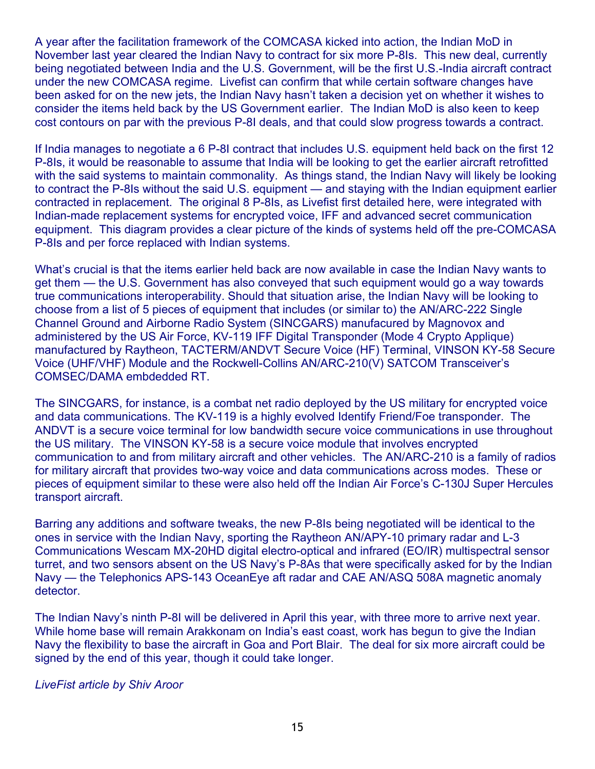A year after the facilitation framework of the COMCASA kicked into action, the Indian MoD in November last year cleared the Indian Navy to contract for six more P-8Is. This new deal, currently being negotiated between India and the U.S. Government, will be the first U.S.-India aircraft contract under the new COMCASA regime. Livefist can confirm that while certain software changes have been asked for on the new jets, the Indian Navy hasn't taken a decision yet on whether it wishes to consider the items held back by the US Government earlier. The Indian MoD is also keen to keep cost contours on par with the previous P-8I deals, and that could slow progress towards a contract.

If India manages to negotiate a 6 P-8I contract that includes U.S. equipment held back on the first 12 P-8Is, it would be reasonable to assume that India will be looking to get the earlier aircraft retrofitted with the said systems to maintain commonality. As things stand, the Indian Navy will likely be looking to contract the P-8Is without the said U.S. equipment — and staying with the Indian equipment earlier contracted in replacement. The original 8 P-8Is, as Livefist first detailed here, were integrated with Indian-made replacement systems for encrypted voice, IFF and advanced secret communication equipment. This diagram provides a clear picture of the kinds of systems held off the pre-COMCASA P-8Is and per force replaced with Indian systems.

What's crucial is that the items earlier held back are now available in case the Indian Navy wants to get them — the U.S. Government has also conveyed that such equipment would go a way towards true communications interoperability. Should that situation arise, the Indian Navy will be looking to choose from a list of 5 pieces of equipment that includes (or similar to) the AN/ARC-222 Single Channel Ground and Airborne Radio System (SINCGARS) manufacured by Magnovox and administered by the US Air Force, KV-119 IFF Digital Transponder (Mode 4 Crypto Applique) manufactured by Raytheon, TACTERM/ANDVT Secure Voice (HF) Terminal, VINSON KY-58 Secure Voice (UHF/VHF) Module and the Rockwell-Collins AN/ARC-210(V) SATCOM Transceiver's COMSEC/DAMA embdedded RT.

The SINCGARS, for instance, is a combat net radio deployed by the US military for encrypted voice and data communications. The KV-119 is a highly evolved Identify Friend/Foe transponder. The ANDVT is a secure voice terminal for low bandwidth secure voice communications in use throughout the US military. The VINSON KY-58 is a secure voice module that involves encrypted communication to and from military aircraft and other vehicles. The AN/ARC-210 is a family of radios for military aircraft that provides two-way voice and data communications across modes. These or pieces of equipment similar to these were also held off the Indian Air Force's C-130J Super Hercules transport aircraft.

Barring any additions and software tweaks, the new P-8Is being negotiated will be identical to the ones in service with the Indian Navy, sporting the Raytheon AN/APY-10 primary radar and L-3 Communications Wescam MX-20HD digital electro-optical and infrared (EO/IR) multispectral sensor turret, and two sensors absent on the US Navy's P-8As that were specifically asked for by the Indian Navy — the Telephonics APS-143 OceanEye aft radar and CAE AN/ASQ 508A magnetic anomaly detector.

The Indian Navy's ninth P-8I will be delivered in April this year, with three more to arrive next year. While home base will remain Arakkonam on India's east coast, work has begun to give the Indian Navy the flexibility to base the aircraft in Goa and Port Blair. The deal for six more aircraft could be signed by the end of this year, though it could take longer.

*LiveFist article by Shiv Aroor*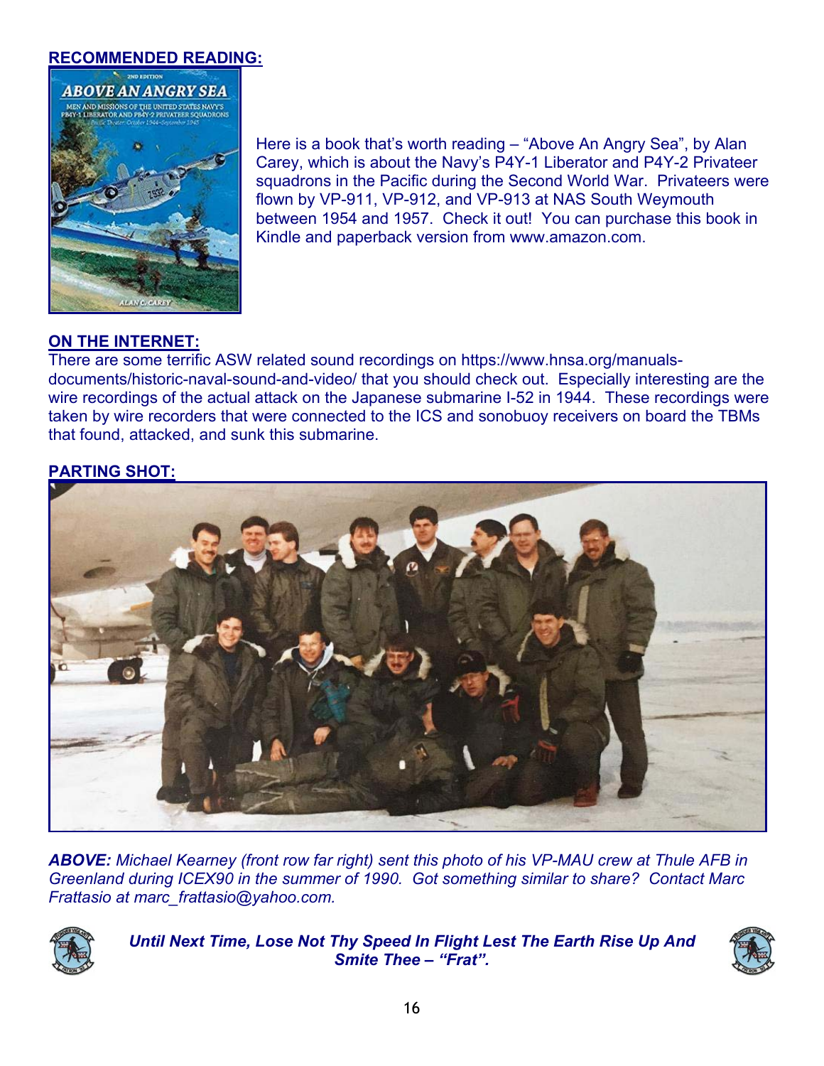**RECOMMENDED READING:**

Here is a book that's worth reading – "Above An Angry Sea", by Alan Carey, which is about the Navy's P4Y-1 Liberator and P4Y-2 Privateer squadrons in the Pacific during the Second World War. Privateers were flown by VP-911, VP-912, and VP-913 at NAS South Weymouth between 1954 and 1957. Check it out! You can purchase this book in Kindle and paperback version from www.amazon.com.

**ON THE INTERNET:**

There are some terrific ASW related sound recordings on https://www.hnsa.org/manuals-documents/historic-naval-sound-and-video/ that you should check out. Especially interesting are the wire recordings of the actual attack on the Japanese submarine I-52 in 1944. These recordings were taken by wire recorders that were connected to the ICS and sonobuoy receivers on board the TBMs that found, attacked, and sunk this submarine.

**PARTING SHOT:**

***ABOVE:*** *Michael Kearney (front row far right) sent this photo of his VP-MAU crew at Thule AFB in Greenland during ICEX90 in the summer of 1990. Got something similar to share? Contact Marc Frattasio at marc_frattasio@yahoo.com.*

***Until Next Time, Lose Not Thy Speed In Flight Lest The Earth Rise Up And Smite Thee – "Frat".***